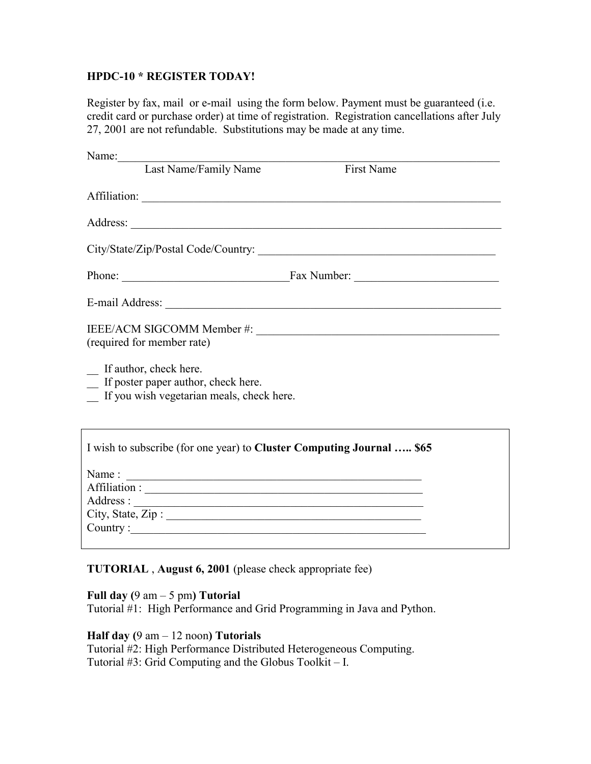**HPDC-10 * REGISTER TODAY!**

Register by fax, mail or e-mail using the form below. Payment must be guaranteed (i.e. credit card or purchase order) at time of registration. Registration cancellations after July 27, 2001 are not refundable. Substitutions may be made at any time.

Name:___________________________________________________________________

Last Name/Family Name First Name

Affiliation: ______________________________________________________________

Address: ________________________________________________________________

City/State/Zip/Postal Code/Country: __________________________________________

Phone: _____________________________Fax Number: _________________________

E-mail Address: ___________________________________________________________

IEEE/ACM SIGCOMM Member #: ____________________________________________
(required for member rate)

__ If author, check here.
__ If poster paper author, check here.
__ If you wish vegetarian meals, check here.

I wish to subscribe (for one year) to **Cluster Computing Journal ….. $65**

Name : ____________________________________________________
Affiliation : ________________________________________________
Address : __________________________________________________
City, State, Zip : ____________________________________________
Country :___________________________________________________

**TUTORIAL** , **August 6, 2001** (please check appropriate fee)

**Full day (**9 am – 5 pm**) Tutorial**
Tutorial #1: High Performance and Grid Programming in Java and Python.

**Half day (**9 am – 12 noon**) Tutorials**
Tutorial #2: High Performance Distributed Heterogeneous Computing.
Tutorial #3: Grid Computing and the Globus Toolkit – I.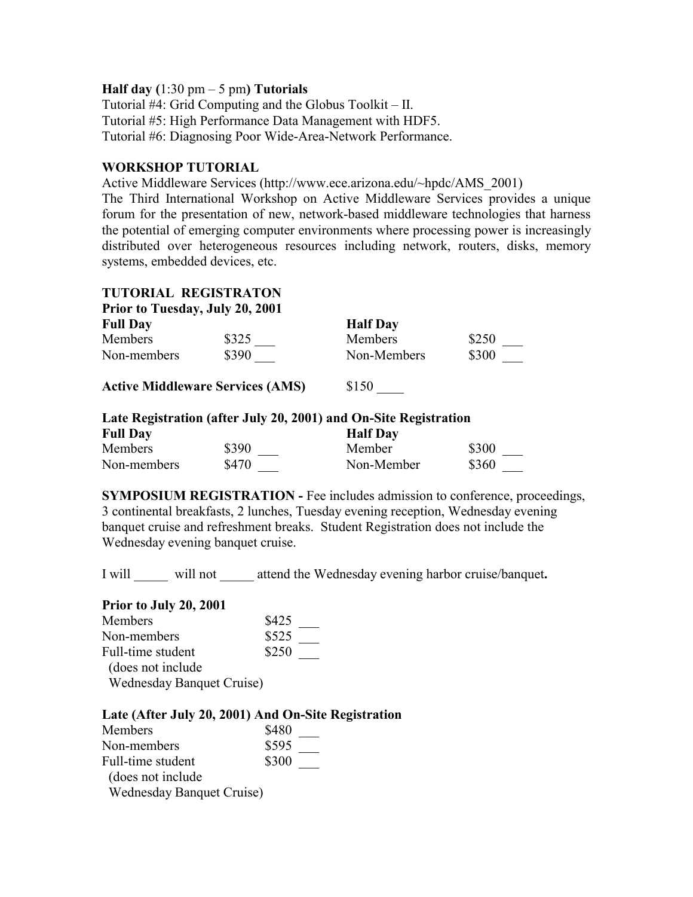**Half day (**1:30 pm – 5 pm**) Tutorials**

Tutorial #4: Grid Computing and the Globus Toolkit – II.
Tutorial #5: High Performance Data Management with HDF5.
Tutorial #6: Diagnosing Poor Wide-Area-Network Performance.

**WORKSHOP TUTORIAL**

Active Middleware Services (http://www.ece.arizona.edu/~hpdc/AMS_2001)
The Third International Workshop on Active Middleware Services provides a unique forum for the presentation of new, network-based middleware technologies that harness the potential of emerging computer environments where processing power is increasingly distributed over heterogeneous resources including network, routers, disks, memory systems, embedded devices, etc.

**TUTORIAL REGISTRATON**

**Prior to Tuesday, July 20, 2001**

| **Full Day** | | **Half Day** | |
|---|---|---|---|
| Members | $325 ___ | Members | $250 ___ |
| Non-members | $390 ___ | Non-Members | $300 ___ |

**Active Middleware Services (AMS)** $150 ____

**Late Registration (after July 20, 2001) and On-Site Registration**

| **Full Day** | | **Half Day** | |
|---|---|---|---|
| Members | $390 ___ | Member | $300 ___ |
| Non-members | $470 ___ | Non-Member | $360 ___ |

**SYMPOSIUM REGISTRATION -** Fee includes admission to conference, proceedings, 3 continental breakfasts, 2 lunches, Tuesday evening reception, Wednesday evening banquet cruise and refreshment breaks. Student Registration does not include the Wednesday evening banquet cruise.

I will _____ will not _____ attend the Wednesday evening harbor cruise/banquet**.**

**Prior to July 20, 2001**

| | |
|---|---|
| Members | $425 ___ |
| Non-members | $525 ___ |
| Full-time student (does not include Wednesday Banquet Cruise) | $250 ___ |

**Late (After July 20, 2001) And On-Site Registration**

| | |
|---|---|
| Members | $480 ___ |
| Non-members | $595 ___ |
| Full-time student (does not include Wednesday Banquet Cruise) | $300 ___ |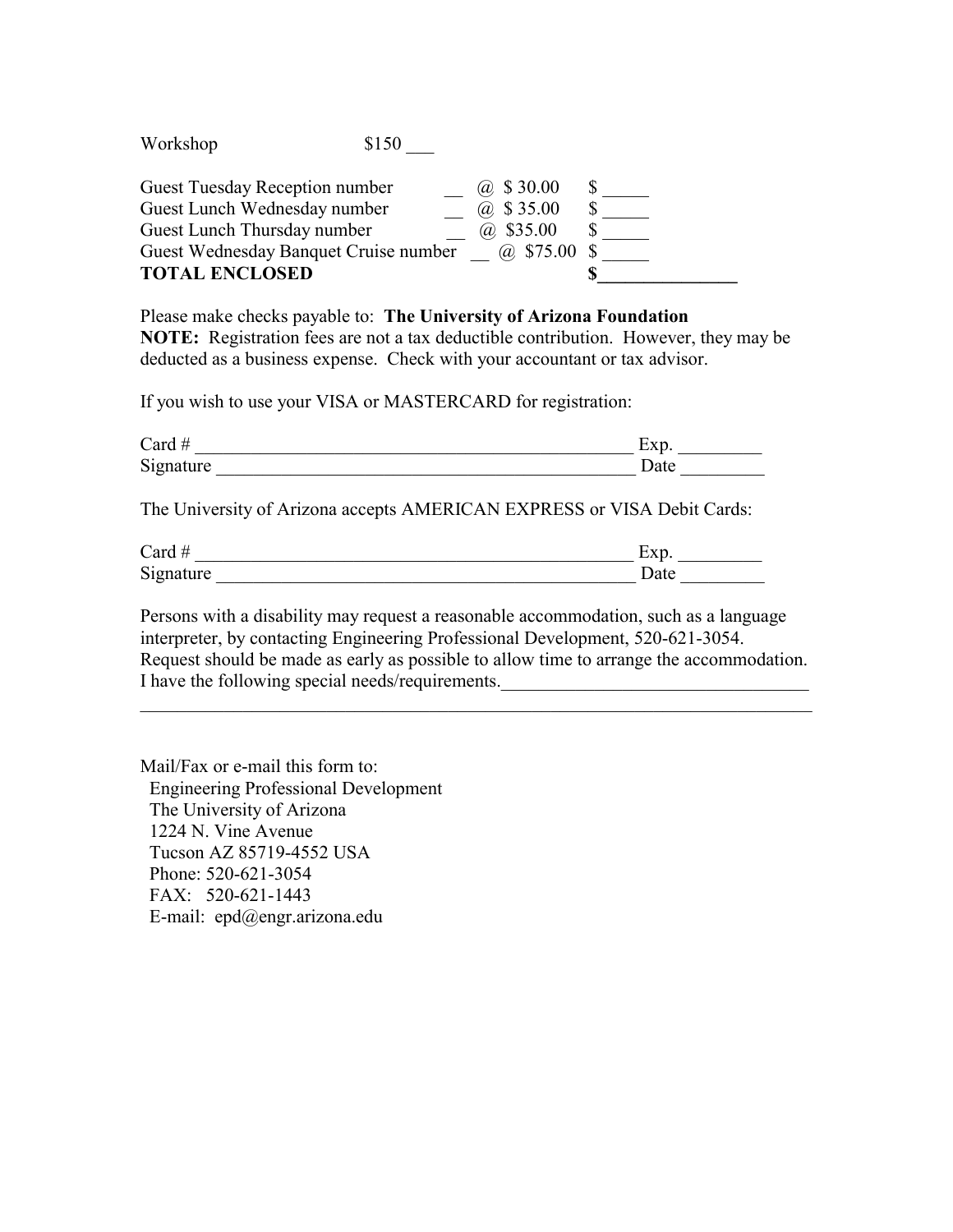Workshop $150 ___

| | | | |
|---|---|---|---|
| Guest Tuesday Reception number | __ | @ $ 30.00 | $ _____ |
| Guest Lunch Wednesday number | __ | @ $ 35.00 | $ _____ |
| Guest Lunch Thursday number | __ | @ $35.00 | $ _____ |
| Guest Wednesday Banquet Cruise number | __ | @ $75.00 | $ _____ |
| **TOTAL ENCLOSED** | | | **$_______________** |

Please make checks payable to: **The University of Arizona Foundation**
**NOTE:** Registration fees are not a tax deductible contribution. However, they may be deducted as a business expense. Check with your accountant or tax advisor.

If you wish to use your VISA or MASTERCARD for registration:

Card # _________________________________________________ Exp. _________
Signature ______________________________________________ Date _________

The University of Arizona accepts AMERICAN EXPRESS or VISA Debit Cards:

Card # _________________________________________________ Exp. _________
Signature ______________________________________________ Date _________

Persons with a disability may request a reasonable accommodation, such as a language interpreter, by contacting Engineering Professional Development, 520-621-3054. Request should be made as early as possible to allow time to arrange the accommodation. I have the following special needs/requirements._________________________________
___________________________________________________________________________

Mail/Fax or e-mail this form to:
Engineering Professional Development
The University of Arizona
1224 N. Vine Avenue
Tucson AZ 85719-4552 USA
Phone: 520-621-3054
FAX: 520-621-1443
E-mail: epd@engr.arizona.edu